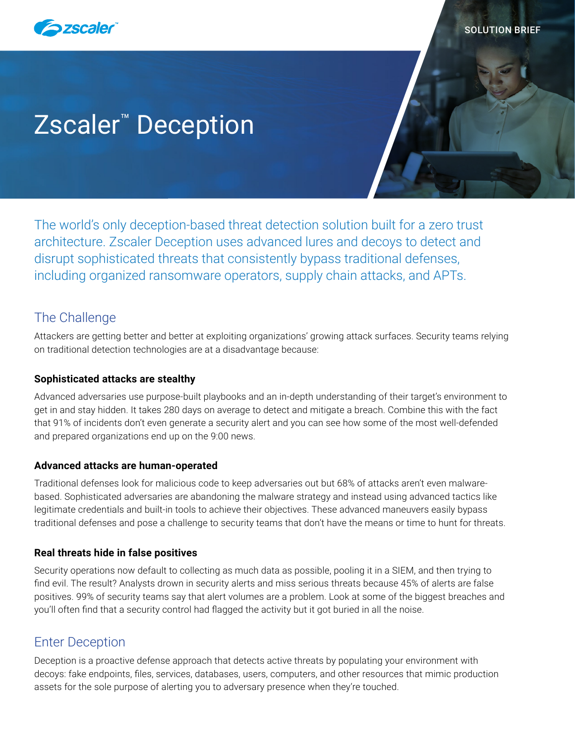SOLUTION BRIEF

# Zscaler™ Deception

The world's only deception-based threat detection solution built for a zero trust architecture. Zscaler Deception uses advanced lures and decoys to detect and disrupt sophisticated threats that consistently bypass traditional defenses, including organized ransomware operators, supply chain attacks, and APTs.

## The Challenge

Attackers are getting better and better at exploiting organizations' growing attack surfaces. Security teams relying on traditional detection technologies are at a disadvantage because:

### Sophisticated attacks are stealthy

Advanced adversaries use purpose-built playbooks and an in-depth understanding of their target's environment to get in and stay hidden. It takes 280 days on average to detect and mitigate a breach. Combine this with the fact that 91% of incidents don't even generate a security alert and you can see how some of the most well-defended and prepared organizations end up on the 9:00 news.

### Advanced attacks are human-operated

Traditional defenses look for malicious code to keep adversaries out but 68% of attacks aren't even malware-based. Sophisticated adversaries are abandoning the malware strategy and instead using advanced tactics like legitimate credentials and built-in tools to achieve their objectives. These advanced maneuvers easily bypass traditional defenses and pose a challenge to security teams that don't have the means or time to hunt for threats.

### Real threats hide in false positives

Security operations now default to collecting as much data as possible, pooling it in a SIEM, and then trying to find evil. The result? Analysts drown in security alerts and miss serious threats because 45% of alerts are false positives. 99% of security teams say that alert volumes are a problem. Look at some of the biggest breaches and you'll often find that a security control had flagged the activity but it got buried in all the noise.

## Enter Deception

Deception is a proactive defense approach that detects active threats by populating your environment with decoys: fake endpoints, files, services, databases, users, computers, and other resources that mimic production assets for the sole purpose of alerting you to adversary presence when they're touched.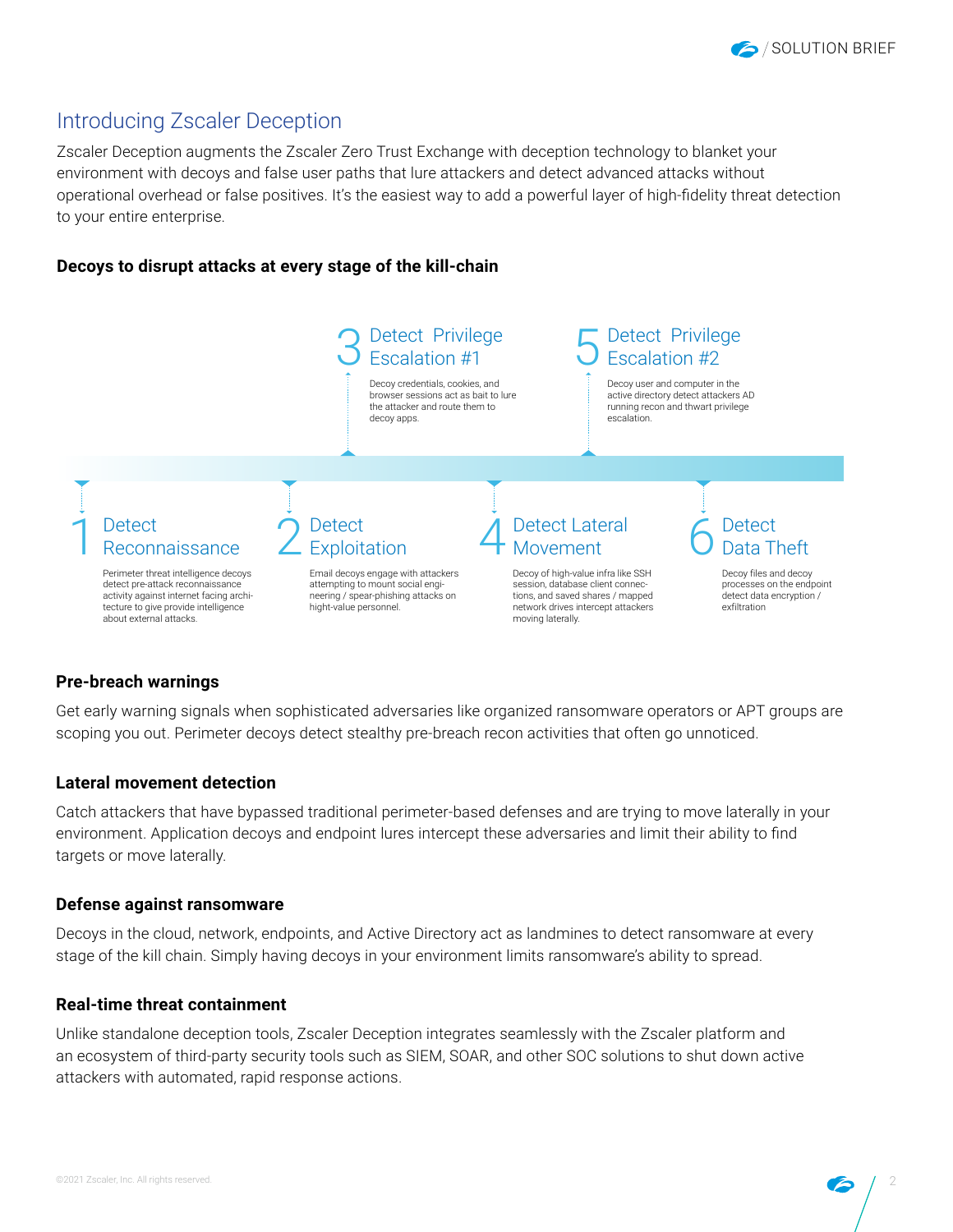## Introducing Zscaler Deception

Zscaler Deception augments the Zscaler Zero Trust Exchange with deception technology to blanket your environment with decoys and false user paths that lure attackers and detect advanced attacks without operational overhead or false positives. It's the easiest way to add a powerful layer of high-fidelity threat detection to your entire enterprise.

### Decoys to disrupt attacks at every stage of the kill-chain

**1 Detect Reconnaissance**

Perimeter threat intelligence decoys detect pre-attack reconnaissance activity against internet facing architecture to give provide intelligence about external attacks.

**2 Detect Exploitation**

Email decoys engage with attackers attempting to mount social engineering / spear-phishing attacks on hight-value personnel.

**3 Detect Privilege Escalation #1**

Decoy credentials, cookies, and browser sessions act as bait to lure the attacker and route them to decoy apps.

**4 Detect Lateral Movement**

Decoy of high-value infra like SSH session, database client connections, and saved shares / mapped network drives intercept attackers moving laterally.

**5 Detect Privilege Escalation #2**

Decoy user and computer in the active directory detect attackers AD running recon and thwart privilege escalation.

**6 Detect Data Theft**

Decoy files and decoy processes on the endpoint detect data encryption / exfiltration

### Pre-breach warnings

Get early warning signals when sophisticated adversaries like organized ransomware operators or APT groups are scoping you out. Perimeter decoys detect stealthy pre-breach recon activities that often go unnoticed.

### Lateral movement detection

Catch attackers that have bypassed traditional perimeter-based defenses and are trying to move laterally in your environment. Application decoys and endpoint lures intercept these adversaries and limit their ability to find targets or move laterally.

### Defense against ransomware

Decoys in the cloud, network, endpoints, and Active Directory act as landmines to detect ransomware at every stage of the kill chain. Simply having decoys in your environment limits ransomware's ability to spread.

### Real-time threat containment

Unlike standalone deception tools, Zscaler Deception integrates seamlessly with the Zscaler platform and an ecosystem of third-party security tools such as SIEM, SOAR, and other SOC solutions to shut down active attackers with automated, rapid response actions.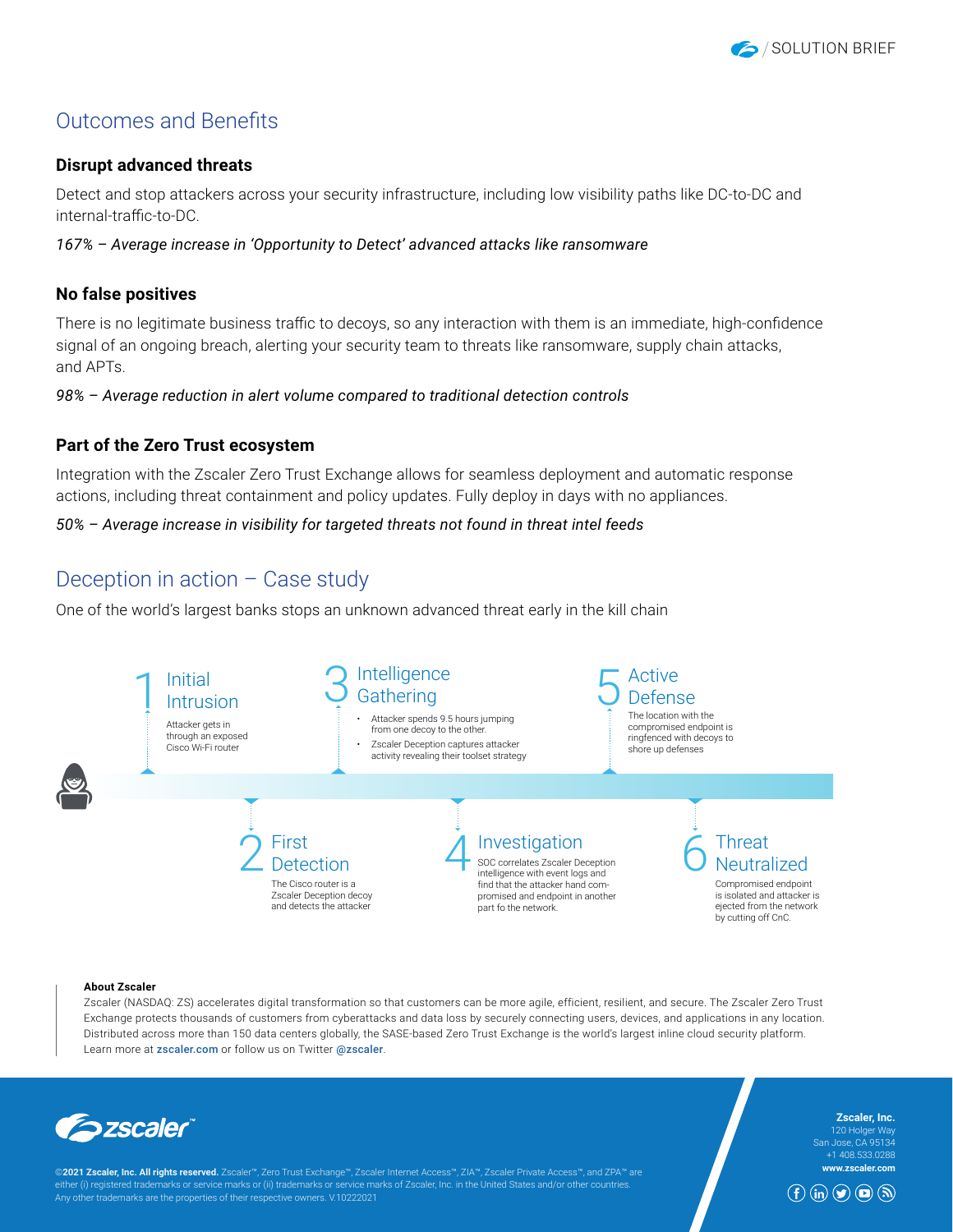## Outcomes and Benefits

### Disrupt advanced threats

Detect and stop attackers across your security infrastructure, including low visibility paths like DC-to-DC and internal-traffic-to-DC.

*167% – Average increase in 'Opportunity to Detect' advanced attacks like ransomware*

### No false positives

There is no legitimate business traffic to decoys, so any interaction with them is an immediate, high-confidence signal of an ongoing breach, alerting your security team to threats like ransomware, supply chain attacks, and APTs.

*98% – Average reduction in alert volume compared to traditional detection controls*

### Part of the Zero Trust ecosystem

Integration with the Zscaler Zero Trust Exchange allows for seamless deployment and automatic response actions, including threat containment and policy updates. Fully deploy in days with no appliances.

*50% – Average increase in visibility for targeted threats not found in threat intel feeds*

## Deception in action – Case study

One of the world's largest banks stops an unknown advanced threat early in the kill chain

**1 Initial Intrusion**

Attacker gets in through an exposed Cisco Wi-Fi router

**2 First Detection**

The Cisco router is a Zscaler Deception decoy and detects the attacker

**3 Intelligence Gathering**

- Attacker spends 9.5 hours jumping from one decoy to the other.
- Zscaler Deception captures attacker activity revealing their toolset strategy

**4 Investigation**

SOC correlates Zscaler Deception intelligence with event logs and find that the attacker hand compromised and endpoint in another part fo the network.

**5 Active Defense**

The location with the compromised endpoint is ringfenced with decoys to shore up defenses

**6 Threat Neutralized**

Compromised endpoint is isolated and attacker is ejected from the network by cutting off CnC.

**About Zscaler**

Zscaler (NASDAQ: ZS) accelerates digital transformation so that customers can be more agile, efficient, resilient, and secure. The Zscaler Zero Trust Exchange protects thousands of customers from cyberattacks and data loss by securely connecting users, devices, and applications in any location. Distributed across more than 150 data centers globally, the SASE-based Zero Trust Exchange is the world's largest inline cloud security platform. Learn more at zscaler.com or follow us on Twitter @zscaler.

**©2021 Zscaler, Inc. All rights reserved.** Zscaler™, Zero Trust Exchange™, Zscaler Internet Access™, ZIA™, Zscaler Private Access™, and ZPA™ are either (i) registered trademarks or service marks or (ii) trademarks or service marks of Zscaler, Inc. in the United States and/or other countries. Any other trademarks are the properties of their respective owners. V.10222021

**Zscaler, Inc.**
120 Holger Way
San Jose, CA 95134
+1 408.533.0288
**www.zscaler.com**